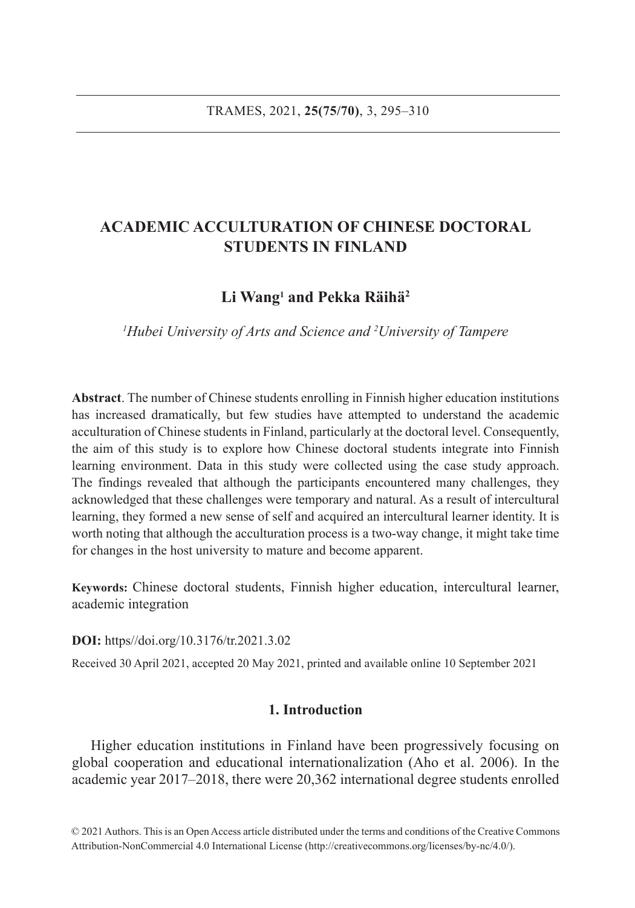# ACADEMIC ACCULTURATION OF CHINESE DOCTORAL STUDENTS IN FINLAND

**Li Wang[1] and Pekka Räihä[2]**

*[1]Hubei University of Arts and Science and [2]University of Tampere*

**Abstract**. The number of Chinese students enrolling in Finnish higher education institutions has increased dramatically, but few studies have attempted to understand the academic acculturation of Chinese students in Finland, particularly at the doctoral level. Consequently, the aim of this study is to explore how Chinese doctoral students integrate into Finnish learning environment. Data in this study were collected using the case study approach. The findings revealed that although the participants encountered many challenges, they acknowledged that these challenges were temporary and natural. As a result of intercultural learning, they formed a new sense of self and acquired an intercultural learner identity. It is worth noting that although the acculturation process is a two-way change, it might take time for changes in the host university to mature and become apparent.

**Keywords:** Chinese doctoral students, Finnish higher education, intercultural learner, academic integration

**DOI:** https//doi.org/10.3176/tr.2021.3.02

Received 30 April 2021, accepted 20 May 2021, printed and available online 10 September 2021

## 1. Introduction

Higher education institutions in Finland have been progressively focusing on global cooperation and educational internationalization (Aho et al. 2006). In the academic year 2017–2018, there were 20,362 international degree students enrolled

© 2021 Authors. This is an Open Access article distributed under the terms and conditions of the Creative Commons Attribution-NonCommercial 4.0 International License (http://creativecommons.org/licenses/by-nc/4.0/).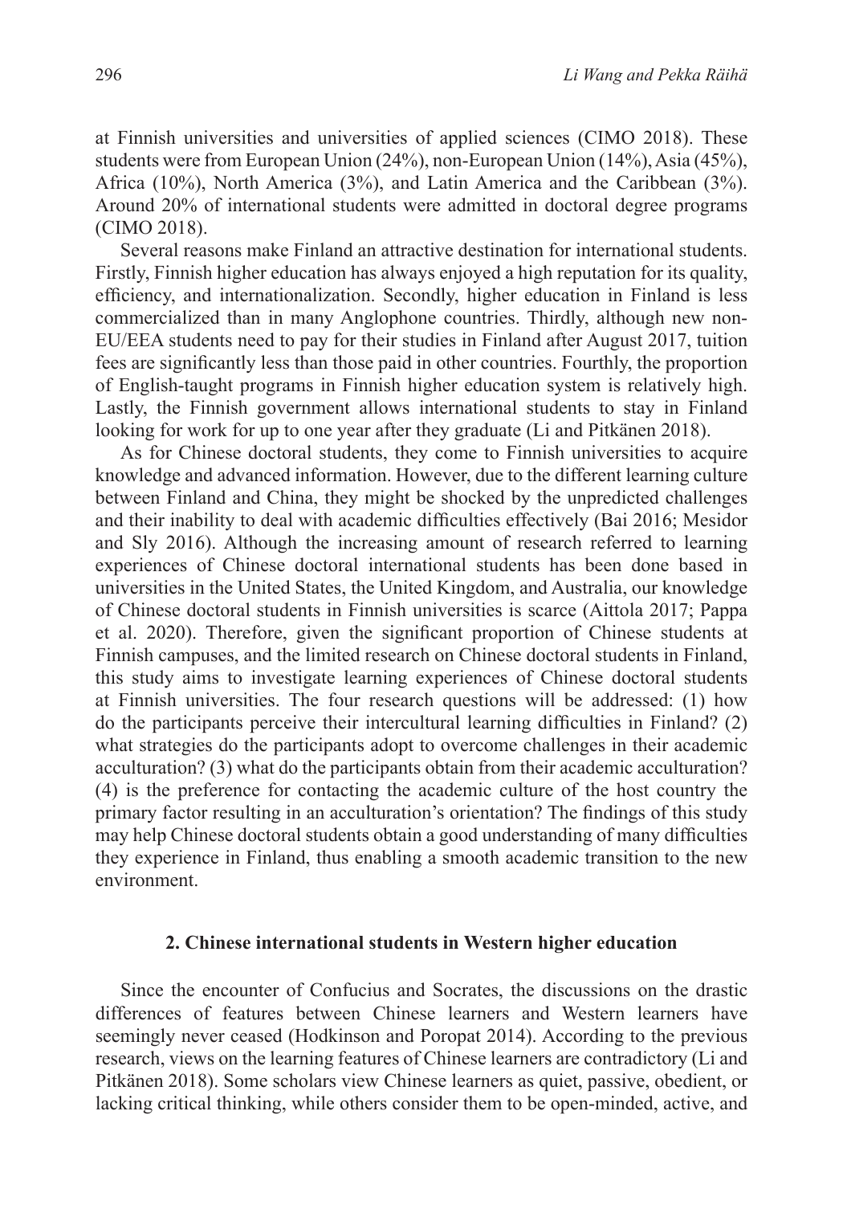at Finnish universities and universities of applied sciences (CIMO 2018). These students were from European Union (24%), non-European Union (14%), Asia (45%), Africa (10%), North America (3%), and Latin America and the Caribbean (3%). Around 20% of international students were admitted in doctoral degree programs (CIMO 2018).

Several reasons make Finland an attractive destination for international students. Firstly, Finnish higher education has always enjoyed a high reputation for its quality, efficiency, and internationalization. Secondly, higher education in Finland is less commercialized than in many Anglophone countries. Thirdly, although new non-EU/EEA students need to pay for their studies in Finland after August 2017, tuition fees are significantly less than those paid in other countries. Fourthly, the proportion of English-taught programs in Finnish higher education system is relatively high. Lastly, the Finnish government allows international students to stay in Finland looking for work for up to one year after they graduate (Li and Pitkänen 2018).

As for Chinese doctoral students, they come to Finnish universities to acquire knowledge and advanced information. However, due to the different learning culture between Finland and China, they might be shocked by the unpredicted challenges and their inability to deal with academic difficulties effectively (Bai 2016; Mesidor and Sly 2016). Although the increasing amount of research referred to learning experiences of Chinese doctoral international students has been done based in universities in the United States, the United Kingdom, and Australia, our knowledge of Chinese doctoral students in Finnish universities is scarce (Aittola 2017; Pappa et al. 2020). Therefore, given the significant proportion of Chinese students at Finnish campuses, and the limited research on Chinese doctoral students in Finland, this study aims to investigate learning experiences of Chinese doctoral students at Finnish universities. The four research questions will be addressed: (1) how do the participants perceive their intercultural learning difficulties in Finland? (2) what strategies do the participants adopt to overcome challenges in their academic acculturation? (3) what do the participants obtain from their academic acculturation? (4) is the preference for contacting the academic culture of the host country the primary factor resulting in an acculturation's orientation? The findings of this study may help Chinese doctoral students obtain a good understanding of many difficulties they experience in Finland, thus enabling a smooth academic transition to the new environment.

## 2. Chinese international students in Western higher education

Since the encounter of Confucius and Socrates, the discussions on the drastic differences of features between Chinese learners and Western learners have seemingly never ceased (Hodkinson and Poropat 2014). According to the previous research, views on the learning features of Chinese learners are contradictory (Li and Pitkänen 2018). Some scholars view Chinese learners as quiet, passive, obedient, or lacking critical thinking, while others consider them to be open-minded, active, and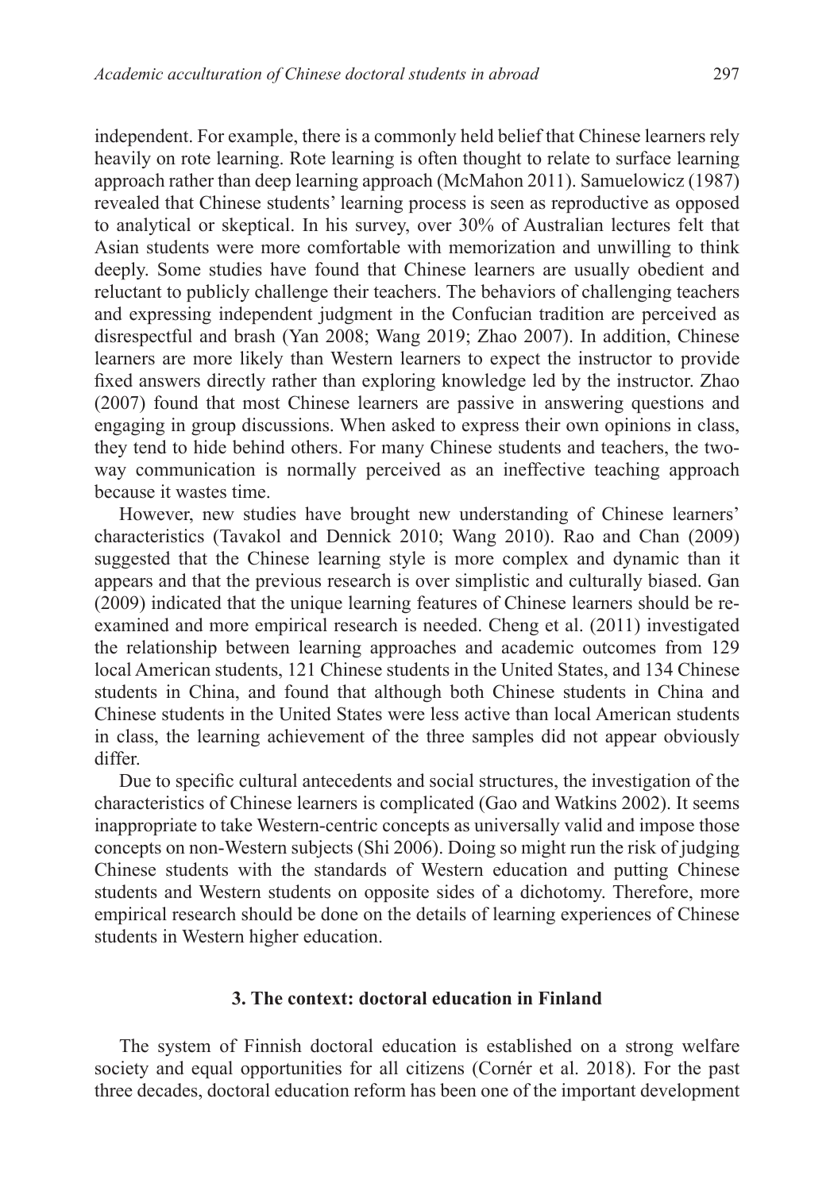independent. For example, there is a commonly held belief that Chinese learners rely heavily on rote learning. Rote learning is often thought to relate to surface learning approach rather than deep learning approach (McMahon 2011). Samuelowicz (1987) revealed that Chinese students' learning process is seen as reproductive as opposed to analytical or skeptical. In his survey, over 30% of Australian lectures felt that Asian students were more comfortable with memorization and unwilling to think deeply. Some studies have found that Chinese learners are usually obedient and reluctant to publicly challenge their teachers. The behaviors of challenging teachers and expressing independent judgment in the Confucian tradition are perceived as disrespectful and brash (Yan 2008; Wang 2019; Zhao 2007). In addition, Chinese learners are more likely than Western learners to expect the instructor to provide fixed answers directly rather than exploring knowledge led by the instructor. Zhao (2007) found that most Chinese learners are passive in answering questions and engaging in group discussions. When asked to express their own opinions in class, they tend to hide behind others. For many Chinese students and teachers, the two-way communication is normally perceived as an ineffective teaching approach because it wastes time.

However, new studies have brought new understanding of Chinese learners' characteristics (Tavakol and Dennick 2010; Wang 2010). Rao and Chan (2009) suggested that the Chinese learning style is more complex and dynamic than it appears and that the previous research is over simplistic and culturally biased. Gan (2009) indicated that the unique learning features of Chinese learners should be re-examined and more empirical research is needed. Cheng et al. (2011) investigated the relationship between learning approaches and academic outcomes from 129 local American students, 121 Chinese students in the United States, and 134 Chinese students in China, and found that although both Chinese students in China and Chinese students in the United States were less active than local American students in class, the learning achievement of the three samples did not appear obviously differ.

Due to specific cultural antecedents and social structures, the investigation of the characteristics of Chinese learners is complicated (Gao and Watkins 2002). It seems inappropriate to take Western-centric concepts as universally valid and impose those concepts on non-Western subjects (Shi 2006). Doing so might run the risk of judging Chinese students with the standards of Western education and putting Chinese students and Western students on opposite sides of a dichotomy. Therefore, more empirical research should be done on the details of learning experiences of Chinese students in Western higher education.

## 3. The context: doctoral education in Finland

The system of Finnish doctoral education is established on a strong welfare society and equal opportunities for all citizens (Cornér et al. 2018). For the past three decades, doctoral education reform has been one of the important development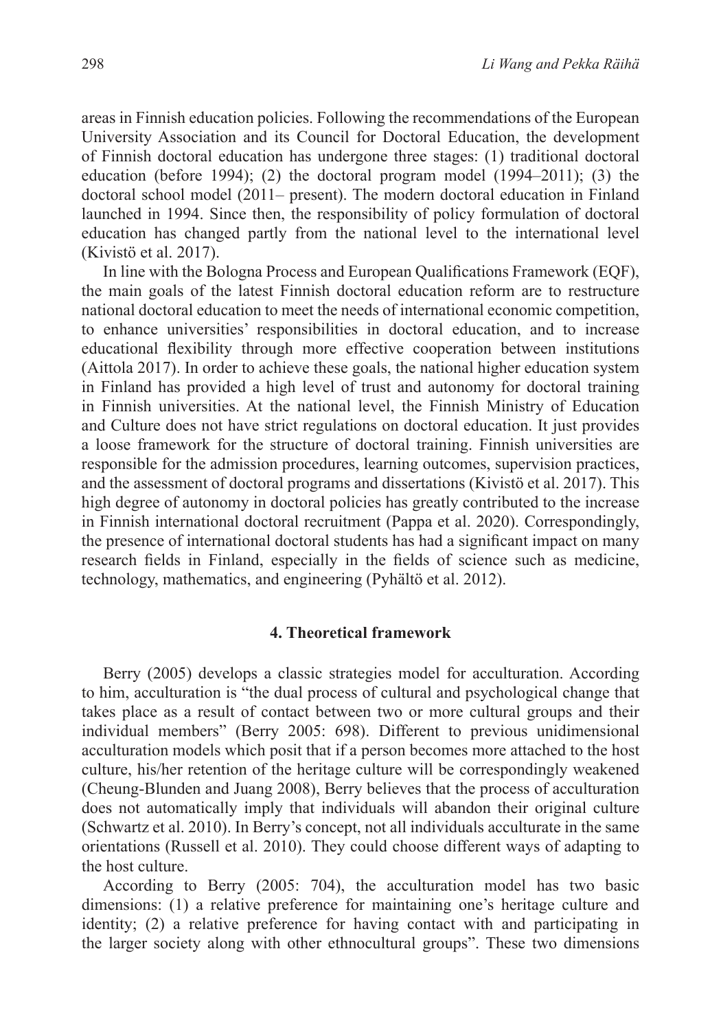areas in Finnish education policies. Following the recommendations of the European University Association and its Council for Doctoral Education, the development of Finnish doctoral education has undergone three stages: (1) traditional doctoral education (before 1994); (2) the doctoral program model (1994–2011); (3) the doctoral school model (2011– present). The modern doctoral education in Finland launched in 1994. Since then, the responsibility of policy formulation of doctoral education has changed partly from the national level to the international level (Kivistö et al. 2017).

In line with the Bologna Process and European Qualifications Framework (EQF), the main goals of the latest Finnish doctoral education reform are to restructure national doctoral education to meet the needs of international economic competition, to enhance universities' responsibilities in doctoral education, and to increase educational flexibility through more effective cooperation between institutions (Aittola 2017). In order to achieve these goals, the national higher education system in Finland has provided a high level of trust and autonomy for doctoral training in Finnish universities. At the national level, the Finnish Ministry of Education and Culture does not have strict regulations on doctoral education. It just provides a loose framework for the structure of doctoral training. Finnish universities are responsible for the admission procedures, learning outcomes, supervision practices, and the assessment of doctoral programs and dissertations (Kivistö et al. 2017). This high degree of autonomy in doctoral policies has greatly contributed to the increase in Finnish international doctoral recruitment (Pappa et al. 2020). Correspondingly, the presence of international doctoral students has had a significant impact on many research fields in Finland, especially in the fields of science such as medicine, technology, mathematics, and engineering (Pyhältö et al. 2012).

## 4. Theoretical framework

Berry (2005) develops a classic strategies model for acculturation. According to him, acculturation is "the dual process of cultural and psychological change that takes place as a result of contact between two or more cultural groups and their individual members" (Berry 2005: 698). Different to previous unidimensional acculturation models which posit that if a person becomes more attached to the host culture, his/her retention of the heritage culture will be correspondingly weakened (Cheung-Blunden and Juang 2008), Berry believes that the process of acculturation does not automatically imply that individuals will abandon their original culture (Schwartz et al. 2010). In Berry's concept, not all individuals acculturate in the same orientations (Russell et al. 2010). They could choose different ways of adapting to the host culture.

According to Berry (2005: 704), the acculturation model has two basic dimensions: (1) a relative preference for maintaining one's heritage culture and identity; (2) a relative preference for having contact with and participating in the larger society along with other ethnocultural groups". These two dimensions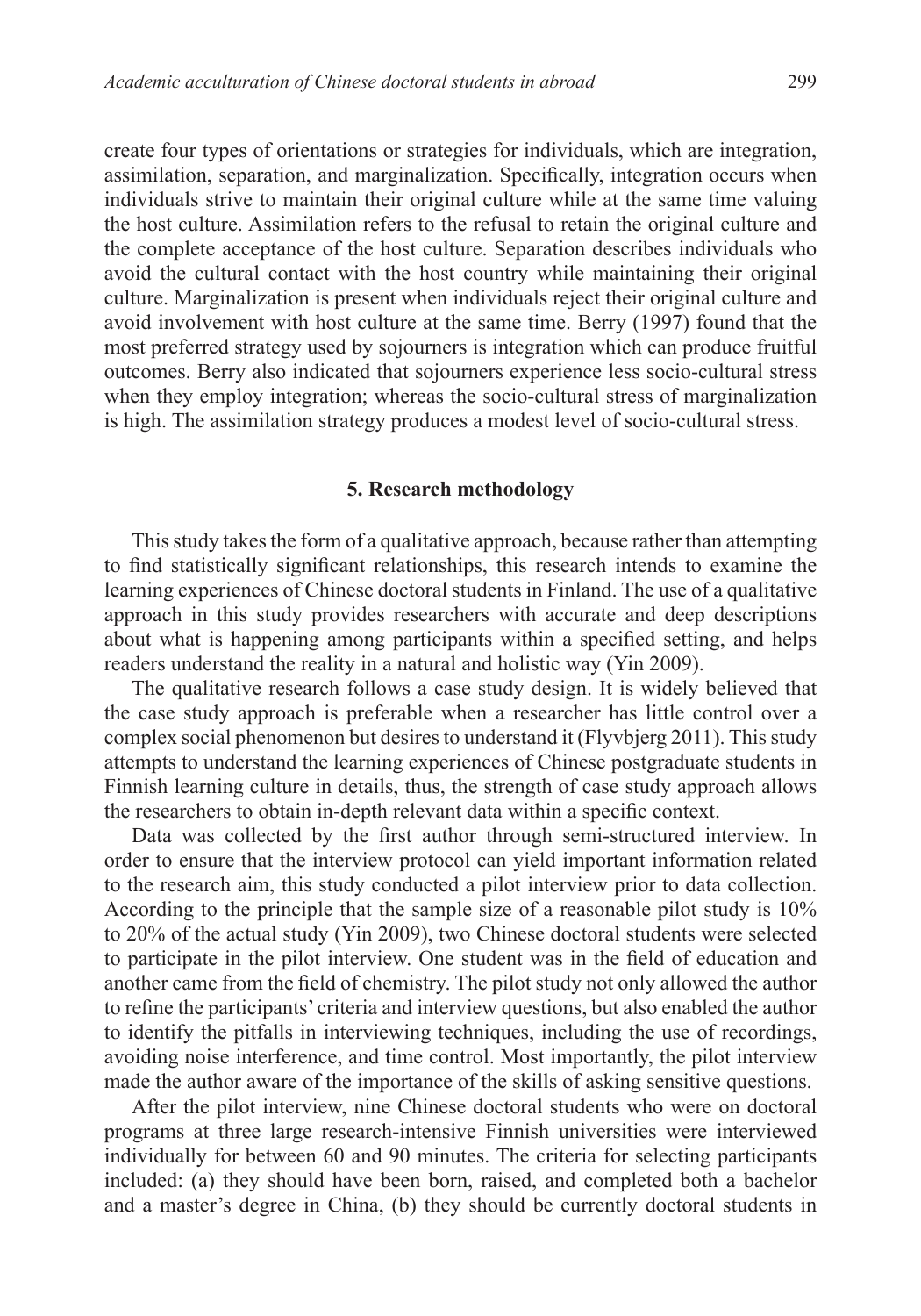create four types of orientations or strategies for individuals, which are integration, assimilation, separation, and marginalization. Specifically, integration occurs when individuals strive to maintain their original culture while at the same time valuing the host culture. Assimilation refers to the refusal to retain the original culture and the complete acceptance of the host culture. Separation describes individuals who avoid the cultural contact with the host country while maintaining their original culture. Marginalization is present when individuals reject their original culture and avoid involvement with host culture at the same time. Berry (1997) found that the most preferred strategy used by sojourners is integration which can produce fruitful outcomes. Berry also indicated that sojourners experience less socio-cultural stress when they employ integration; whereas the socio-cultural stress of marginalization is high. The assimilation strategy produces a modest level of socio-cultural stress.

## 5. Research methodology

This study takes the form of a qualitative approach, because rather than attempting to find statistically significant relationships, this research intends to examine the learning experiences of Chinese doctoral students in Finland. The use of a qualitative approach in this study provides researchers with accurate and deep descriptions about what is happening among participants within a specified setting, and helps readers understand the reality in a natural and holistic way (Yin 2009).

The qualitative research follows a case study design. It is widely believed that the case study approach is preferable when a researcher has little control over a complex social phenomenon but desires to understand it (Flyvbjerg 2011). This study attempts to understand the learning experiences of Chinese postgraduate students in Finnish learning culture in details, thus, the strength of case study approach allows the researchers to obtain in-depth relevant data within a specific context.

Data was collected by the first author through semi-structured interview. In order to ensure that the interview protocol can yield important information related to the research aim, this study conducted a pilot interview prior to data collection. According to the principle that the sample size of a reasonable pilot study is 10% to 20% of the actual study (Yin 2009), two Chinese doctoral students were selected to participate in the pilot interview. One student was in the field of education and another came from the field of chemistry. The pilot study not only allowed the author to refine the participants' criteria and interview questions, but also enabled the author to identify the pitfalls in interviewing techniques, including the use of recordings, avoiding noise interference, and time control. Most importantly, the pilot interview made the author aware of the importance of the skills of asking sensitive questions.

After the pilot interview, nine Chinese doctoral students who were on doctoral programs at three large research-intensive Finnish universities were interviewed individually for between 60 and 90 minutes. The criteria for selecting participants included: (a) they should have been born, raised, and completed both a bachelor and a master's degree in China, (b) they should be currently doctoral students in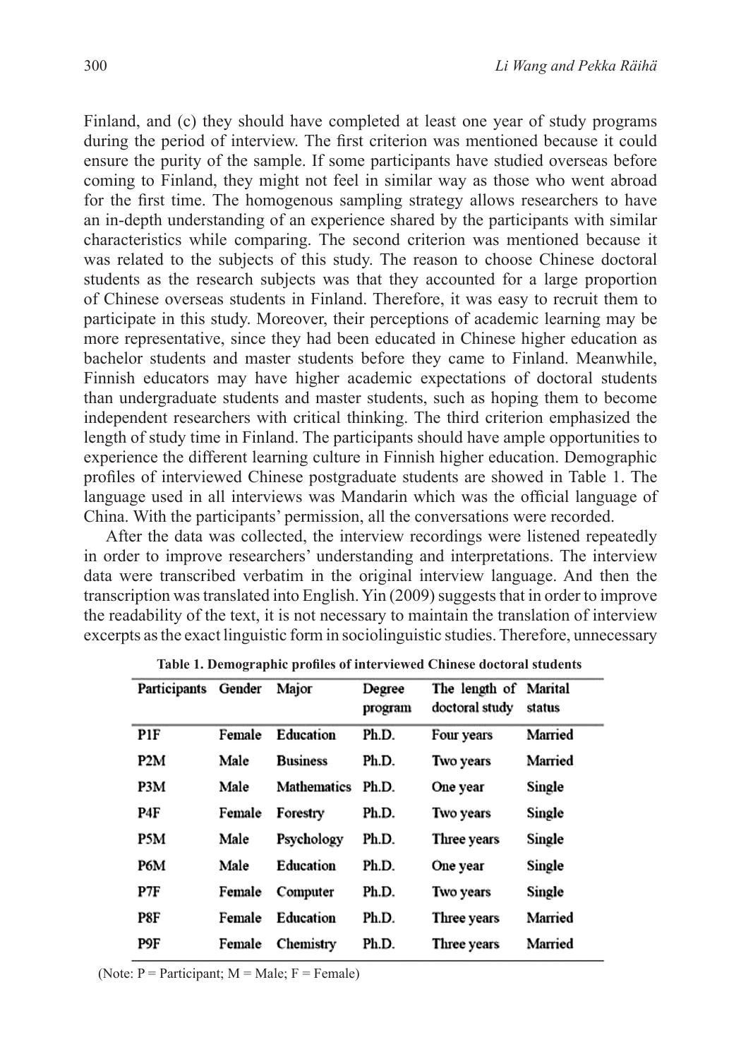Finland, and (c) they should have completed at least one year of study programs during the period of interview. The first criterion was mentioned because it could ensure the purity of the sample. If some participants have studied overseas before coming to Finland, they might not feel in similar way as those who went abroad for the first time. The homogenous sampling strategy allows researchers to have an in-depth understanding of an experience shared by the participants with similar characteristics while comparing. The second criterion was mentioned because it was related to the subjects of this study. The reason to choose Chinese doctoral students as the research subjects was that they accounted for a large proportion of Chinese overseas students in Finland. Therefore, it was easy to recruit them to participate in this study. Moreover, their perceptions of academic learning may be more representative, since they had been educated in Chinese higher education as bachelor students and master students before they came to Finland. Meanwhile, Finnish educators may have higher academic expectations of doctoral students than undergraduate students and master students, such as hoping them to become independent researchers with critical thinking. The third criterion emphasized the length of study time in Finland. The participants should have ample opportunities to experience the different learning culture in Finnish higher education. Demographic profiles of interviewed Chinese postgraduate students are showed in Table 1. The language used in all interviews was Mandarin which was the official language of China. With the participants' permission, all the conversations were recorded.

After the data was collected, the interview recordings were listened repeatedly in order to improve researchers' understanding and interpretations. The interview data were transcribed verbatim in the original interview language. And then the transcription was translated into English. Yin (2009) suggests that in order to improve the readability of the text, it is not necessary to maintain the translation of interview excerpts as the exact linguistic form in sociolinguistic studies. Therefore, unnecessary

**Table 1. Demographic profiles of interviewed Chinese doctoral students**

| Participants | Gender | Major | Degree program | The length of doctoral study | Marital status |
|---|---|---|---|---|---|
| P1F | Female | Education | Ph.D. | Four years | Married |
| P2M | Male | Business | Ph.D. | Two years | Married |
| P3M | Male | Mathematics | Ph.D. | One year | Single |
| P4F | Female | Forestry | Ph.D. | Two years | Single |
| P5M | Male | Psychology | Ph.D. | Three years | Single |
| P6M | Male | Education | Ph.D. | One year | Single |
| P7F | Female | Computer | Ph.D. | Two years | Single |
| P8F | Female | Education | Ph.D. | Three years | Married |
| P9F | Female | Chemistry | Ph.D. | Three years | Married |

(Note: P = Participant; M = Male; F = Female)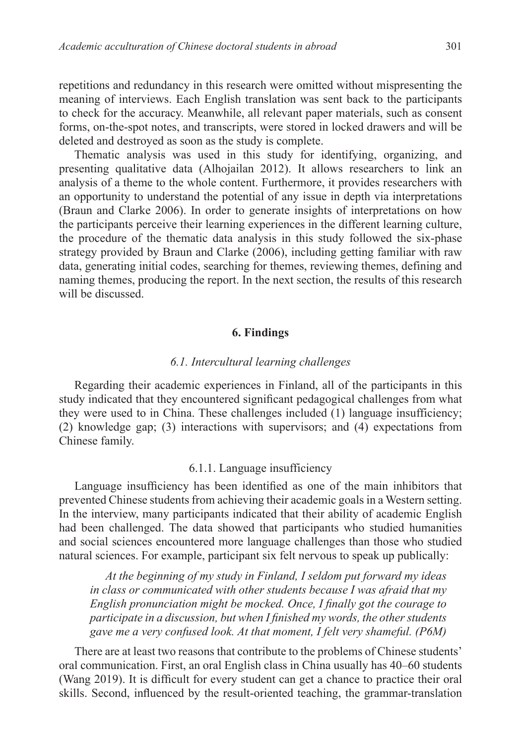repetitions and redundancy in this research were omitted without mispresenting the meaning of interviews. Each English translation was sent back to the participants to check for the accuracy. Meanwhile, all relevant paper materials, such as consent forms, on-the-spot notes, and transcripts, were stored in locked drawers and will be deleted and destroyed as soon as the study is complete.

Thematic analysis was used in this study for identifying, organizing, and presenting qualitative data (Alhojailan 2012). It allows researchers to link an analysis of a theme to the whole content. Furthermore, it provides researchers with an opportunity to understand the potential of any issue in depth via interpretations (Braun and Clarke 2006). In order to generate insights of interpretations on how the participants perceive their learning experiences in the different learning culture, the procedure of the thematic data analysis in this study followed the six-phase strategy provided by Braun and Clarke (2006), including getting familiar with raw data, generating initial codes, searching for themes, reviewing themes, defining and naming themes, producing the report. In the next section, the results of this research will be discussed.

## 6. Findings

### *6.1. Intercultural learning challenges*

Regarding their academic experiences in Finland, all of the participants in this study indicated that they encountered significant pedagogical challenges from what they were used to in China. These challenges included (1) language insufficiency; (2) knowledge gap; (3) interactions with supervisors; and (4) expectations from Chinese family.

#### 6.1.1. Language insufficiency

Language insufficiency has been identified as one of the main inhibitors that prevented Chinese students from achieving their academic goals in a Western setting. In the interview, many participants indicated that their ability of academic English had been challenged. The data showed that participants who studied humanities and social sciences encountered more language challenges than those who studied natural sciences. For example, participant six felt nervous to speak up publically:

> *At the beginning of my study in Finland, I seldom put forward my ideas in class or communicated with other students because I was afraid that my English pronunciation might be mocked. Once, I finally got the courage to participate in a discussion, but when I finished my words, the other students gave me a very confused look. At that moment, I felt very shameful. (P6M)*

There are at least two reasons that contribute to the problems of Chinese students' oral communication. First, an oral English class in China usually has 40–60 students (Wang 2019). It is difficult for every student can get a chance to practice their oral skills. Second, influenced by the result-oriented teaching, the grammar-translation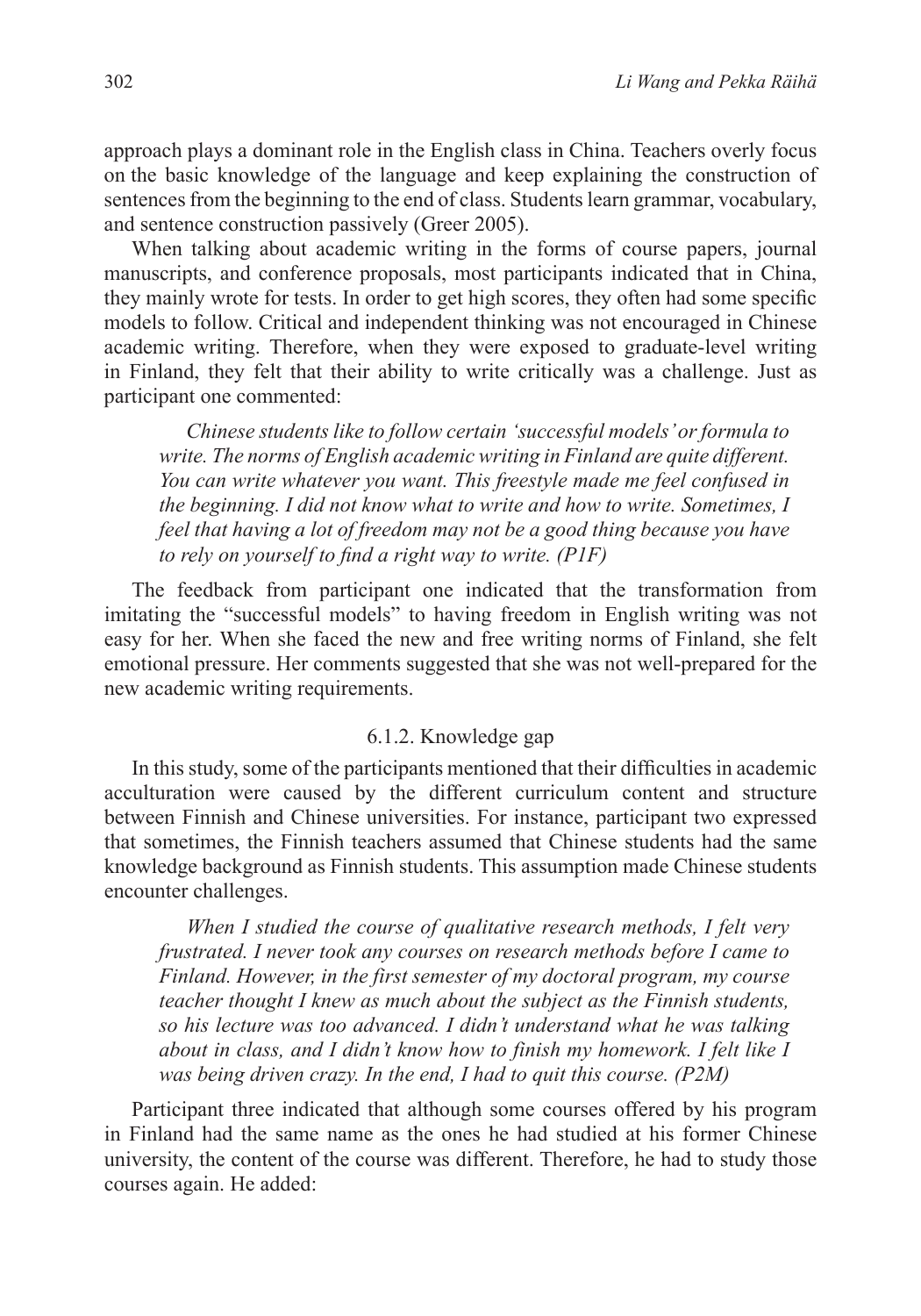approach plays a dominant role in the English class in China. Teachers overly focus on the basic knowledge of the language and keep explaining the construction of sentences from the beginning to the end of class. Students learn grammar, vocabulary, and sentence construction passively (Greer 2005).

When talking about academic writing in the forms of course papers, journal manuscripts, and conference proposals, most participants indicated that in China, they mainly wrote for tests. In order to get high scores, they often had some specific models to follow. Critical and independent thinking was not encouraged in Chinese academic writing. Therefore, when they were exposed to graduate-level writing in Finland, they felt that their ability to write critically was a challenge. Just as participant one commented:

> *Chinese students like to follow certain 'successful models' or formula to write. The norms of English academic writing in Finland are quite different. You can write whatever you want. This freestyle made me feel confused in the beginning. I did not know what to write and how to write. Sometimes, I feel that having a lot of freedom may not be a good thing because you have to rely on yourself to find a right way to write. (P1F)*

The feedback from participant one indicated that the transformation from imitating the "successful models" to having freedom in English writing was not easy for her. When she faced the new and free writing norms of Finland, she felt emotional pressure. Her comments suggested that she was not well-prepared for the new academic writing requirements.

#### 6.1.2. Knowledge gap

In this study, some of the participants mentioned that their difficulties in academic acculturation were caused by the different curriculum content and structure between Finnish and Chinese universities. For instance, participant two expressed that sometimes, the Finnish teachers assumed that Chinese students had the same knowledge background as Finnish students. This assumption made Chinese students encounter challenges.

> *When I studied the course of qualitative research methods, I felt very frustrated. I never took any courses on research methods before I came to Finland. However, in the first semester of my doctoral program, my course teacher thought I knew as much about the subject as the Finnish students, so his lecture was too advanced. I didn't understand what he was talking about in class, and I didn't know how to finish my homework. I felt like I was being driven crazy. In the end, I had to quit this course. (P2M)*

Participant three indicated that although some courses offered by his program in Finland had the same name as the ones he had studied at his former Chinese university, the content of the course was different. Therefore, he had to study those courses again. He added: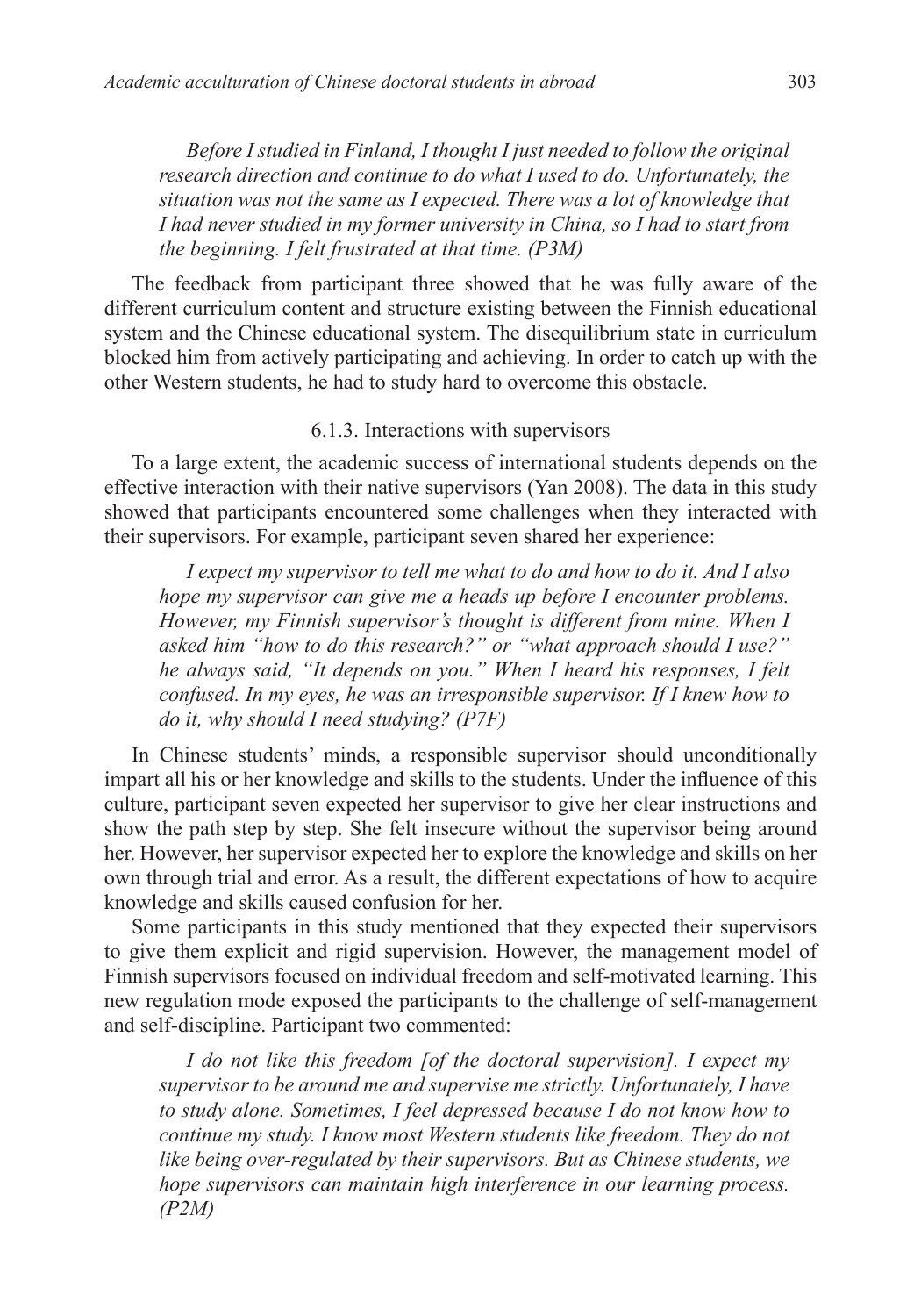> *Before I studied in Finland, I thought I just needed to follow the original research direction and continue to do what I used to do. Unfortunately, the situation was not the same as I expected. There was a lot of knowledge that I had never studied in my former university in China, so I had to start from the beginning. I felt frustrated at that time. (P3M)*

The feedback from participant three showed that he was fully aware of the different curriculum content and structure existing between the Finnish educational system and the Chinese educational system. The disequilibrium state in curriculum blocked him from actively participating and achieving. In order to catch up with the other Western students, he had to study hard to overcome this obstacle.

### 6.1.3. Interactions with supervisors

To a large extent, the academic success of international students depends on the effective interaction with their native supervisors (Yan 2008). The data in this study showed that participants encountered some challenges when they interacted with their supervisors. For example, participant seven shared her experience:

> *I expect my supervisor to tell me what to do and how to do it. And I also hope my supervisor can give me a heads up before I encounter problems. However, my Finnish supervisor's thought is different from mine. When I asked him "how to do this research?" or "what approach should I use?" he always said, "It depends on you." When I heard his responses, I felt confused. In my eyes, he was an irresponsible supervisor. If I knew how to do it, why should I need studying? (P7F)*

In Chinese students' minds, a responsible supervisor should unconditionally impart all his or her knowledge and skills to the students. Under the influence of this culture, participant seven expected her supervisor to give her clear instructions and show the path step by step. She felt insecure without the supervisor being around her. However, her supervisor expected her to explore the knowledge and skills on her own through trial and error. As a result, the different expectations of how to acquire knowledge and skills caused confusion for her.

Some participants in this study mentioned that they expected their supervisors to give them explicit and rigid supervision. However, the management model of Finnish supervisors focused on individual freedom and self-motivated learning. This new regulation mode exposed the participants to the challenge of self-management and self-discipline. Participant two commented:

> *I do not like this freedom [of the doctoral supervision]. I expect my supervisor to be around me and supervise me strictly. Unfortunately, I have to study alone. Sometimes, I feel depressed because I do not know how to continue my study. I know most Western students like freedom. They do not like being over-regulated by their supervisors. But as Chinese students, we hope supervisors can maintain high interference in our learning process. (P2M)*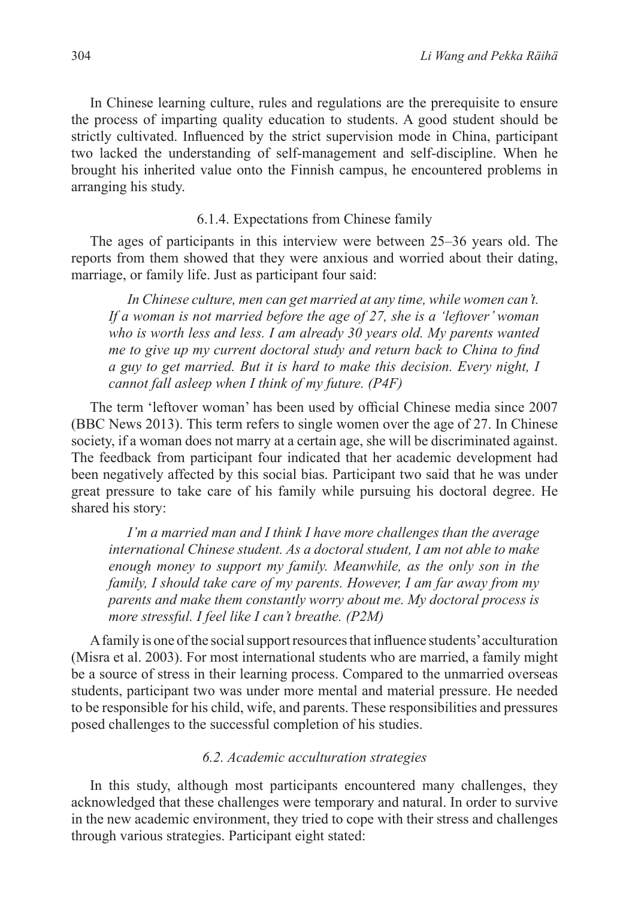In Chinese learning culture, rules and regulations are the prerequisite to ensure the process of imparting quality education to students. A good student should be strictly cultivated. Influenced by the strict supervision mode in China, participant two lacked the understanding of self-management and self-discipline. When he brought his inherited value onto the Finnish campus, he encountered problems in arranging his study.

#### 6.1.4. Expectations from Chinese family

The ages of participants in this interview were between 25–36 years old. The reports from them showed that they were anxious and worried about their dating, marriage, or family life. Just as participant four said:

> *In Chinese culture, men can get married at any time, while women can't. If a woman is not married before the age of 27, she is a 'leftover' woman who is worth less and less. I am already 30 years old. My parents wanted me to give up my current doctoral study and return back to China to find a guy to get married. But it is hard to make this decision. Every night, I cannot fall asleep when I think of my future. (P4F)*

The term 'leftover woman' has been used by official Chinese media since 2007 (BBC News 2013). This term refers to single women over the age of 27. In Chinese society, if a woman does not marry at a certain age, she will be discriminated against. The feedback from participant four indicated that her academic development had been negatively affected by this social bias. Participant two said that he was under great pressure to take care of his family while pursuing his doctoral degree. He shared his story:

> *I'm a married man and I think I have more challenges than the average international Chinese student. As a doctoral student, I am not able to make enough money to support my family. Meanwhile, as the only son in the family, I should take care of my parents. However, I am far away from my parents and make them constantly worry about me. My doctoral process is more stressful. I feel like I can't breathe. (P2M)*

A family is one of the social support resources that influence students' acculturation (Misra et al. 2003). For most international students who are married, a family might be a source of stress in their learning process. Compared to the unmarried overseas students, participant two was under more mental and material pressure. He needed to be responsible for his child, wife, and parents. These responsibilities and pressures posed challenges to the successful completion of his studies.

### *6.2. Academic acculturation strategies*

In this study, although most participants encountered many challenges, they acknowledged that these challenges were temporary and natural. In order to survive in the new academic environment, they tried to cope with their stress and challenges through various strategies. Participant eight stated: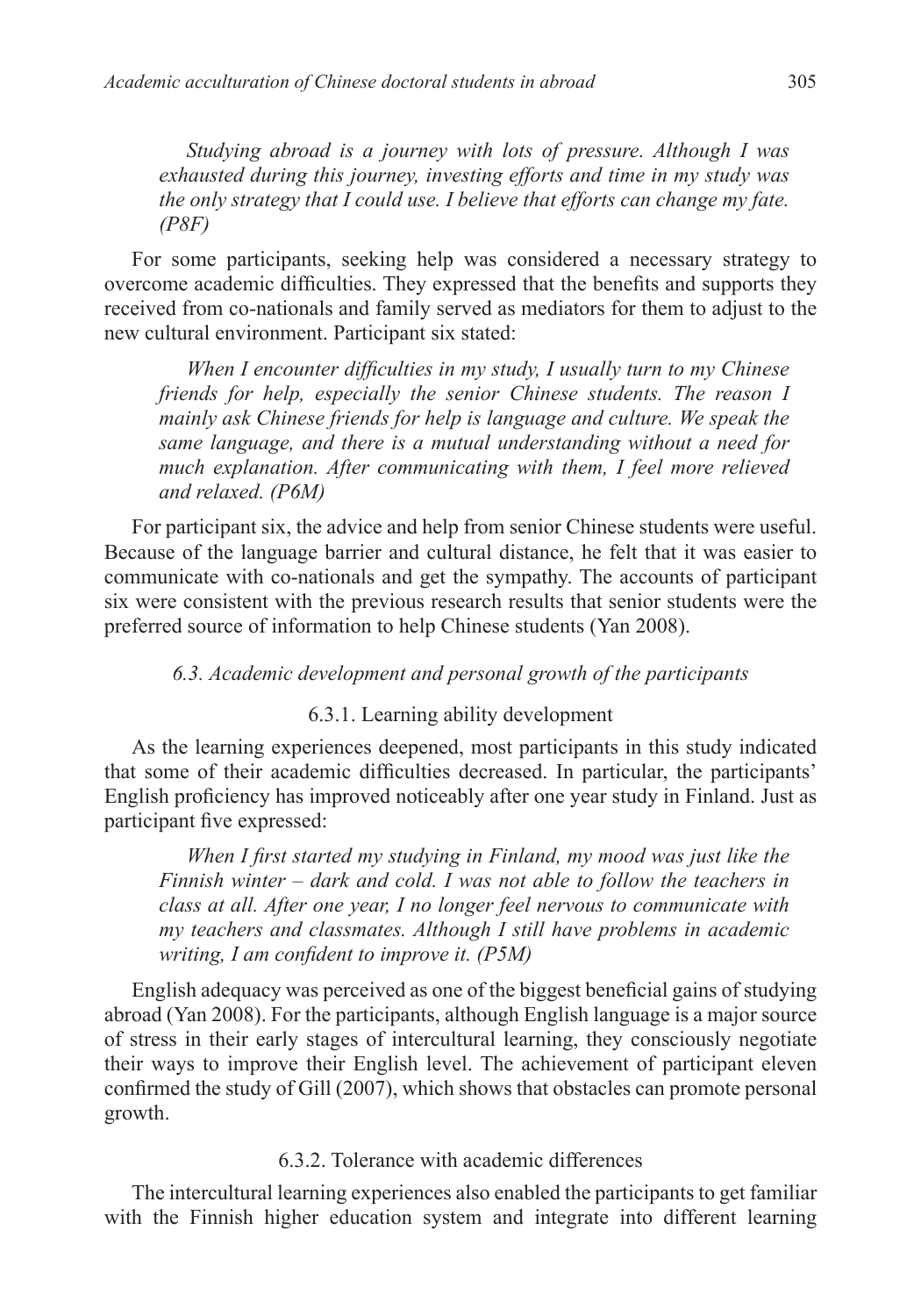> *Studying abroad is a journey with lots of pressure. Although I was exhausted during this journey, investing efforts and time in my study was the only strategy that I could use. I believe that efforts can change my fate. (P8F)*

For some participants, seeking help was considered a necessary strategy to overcome academic difficulties. They expressed that the benefits and supports they received from co-nationals and family served as mediators for them to adjust to the new cultural environment. Participant six stated:

> *When I encounter difficulties in my study, I usually turn to my Chinese friends for help, especially the senior Chinese students. The reason I mainly ask Chinese friends for help is language and culture. We speak the same language, and there is a mutual understanding without a need for much explanation. After communicating with them, I feel more relieved and relaxed. (P6M)*

For participant six, the advice and help from senior Chinese students were useful. Because of the language barrier and cultural distance, he felt that it was easier to communicate with co-nationals and get the sympathy. The accounts of participant six were consistent with the previous research results that senior students were the preferred source of information to help Chinese students (Yan 2008).

### *6.3. Academic development and personal growth of the participants*

#### 6.3.1. Learning ability development

As the learning experiences deepened, most participants in this study indicated that some of their academic difficulties decreased. In particular, the participants' English proficiency has improved noticeably after one year study in Finland. Just as participant five expressed:

> *When I first started my studying in Finland, my mood was just like the Finnish winter – dark and cold. I was not able to follow the teachers in class at all. After one year, I no longer feel nervous to communicate with my teachers and classmates. Although I still have problems in academic writing, I am confident to improve it. (P5M)*

English adequacy was perceived as one of the biggest beneficial gains of studying abroad (Yan 2008). For the participants, although English language is a major source of stress in their early stages of intercultural learning, they consciously negotiate their ways to improve their English level. The achievement of participant eleven confirmed the study of Gill (2007), which shows that obstacles can promote personal growth.

#### 6.3.2. Tolerance with academic differences

The intercultural learning experiences also enabled the participants to get familiar with the Finnish higher education system and integrate into different learning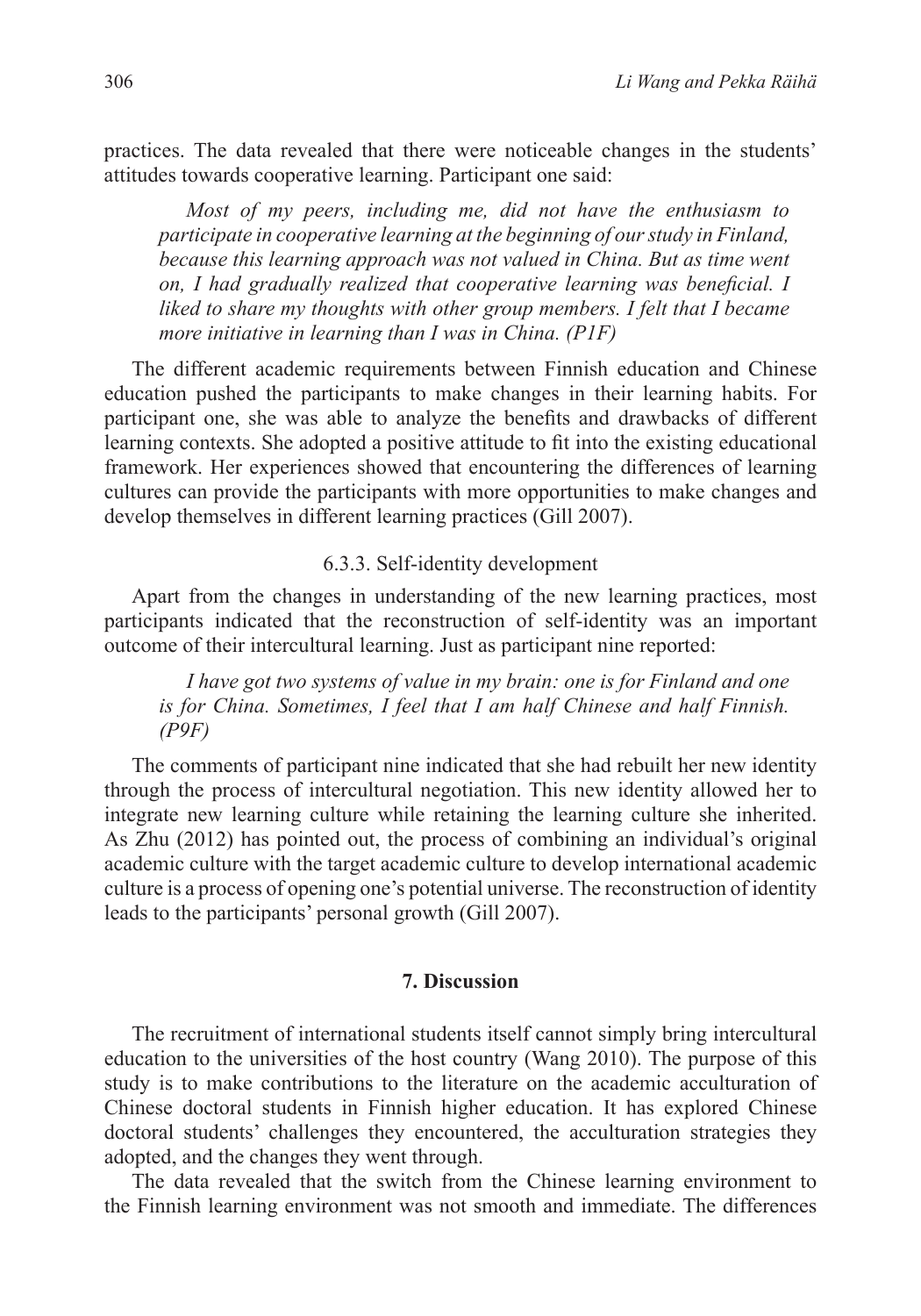practices. The data revealed that there were noticeable changes in the students' attitudes towards cooperative learning. Participant one said:

> *Most of my peers, including me, did not have the enthusiasm to participate in cooperative learning at the beginning of our study in Finland, because this learning approach was not valued in China. But as time went on, I had gradually realized that cooperative learning was beneficial. I liked to share my thoughts with other group members. I felt that I became more initiative in learning than I was in China. (P1F)*

The different academic requirements between Finnish education and Chinese education pushed the participants to make changes in their learning habits. For participant one, she was able to analyze the benefits and drawbacks of different learning contexts. She adopted a positive attitude to fit into the existing educational framework. Her experiences showed that encountering the differences of learning cultures can provide the participants with more opportunities to make changes and develop themselves in different learning practices (Gill 2007).

### 6.3.3. Self-identity development

Apart from the changes in understanding of the new learning practices, most participants indicated that the reconstruction of self-identity was an important outcome of their intercultural learning. Just as participant nine reported:

> *I have got two systems of value in my brain: one is for Finland and one is for China. Sometimes, I feel that I am half Chinese and half Finnish. (P9F)*

The comments of participant nine indicated that she had rebuilt her new identity through the process of intercultural negotiation. This new identity allowed her to integrate new learning culture while retaining the learning culture she inherited. As Zhu (2012) has pointed out, the process of combining an individual's original academic culture with the target academic culture to develop international academic culture is a process of opening one's potential universe. The reconstruction of identity leads to the participants' personal growth (Gill 2007).

## 7. Discussion

The recruitment of international students itself cannot simply bring intercultural education to the universities of the host country (Wang 2010). The purpose of this study is to make contributions to the literature on the academic acculturation of Chinese doctoral students in Finnish higher education. It has explored Chinese doctoral students' challenges they encountered, the acculturation strategies they adopted, and the changes they went through.

The data revealed that the switch from the Chinese learning environment to the Finnish learning environment was not smooth and immediate. The differences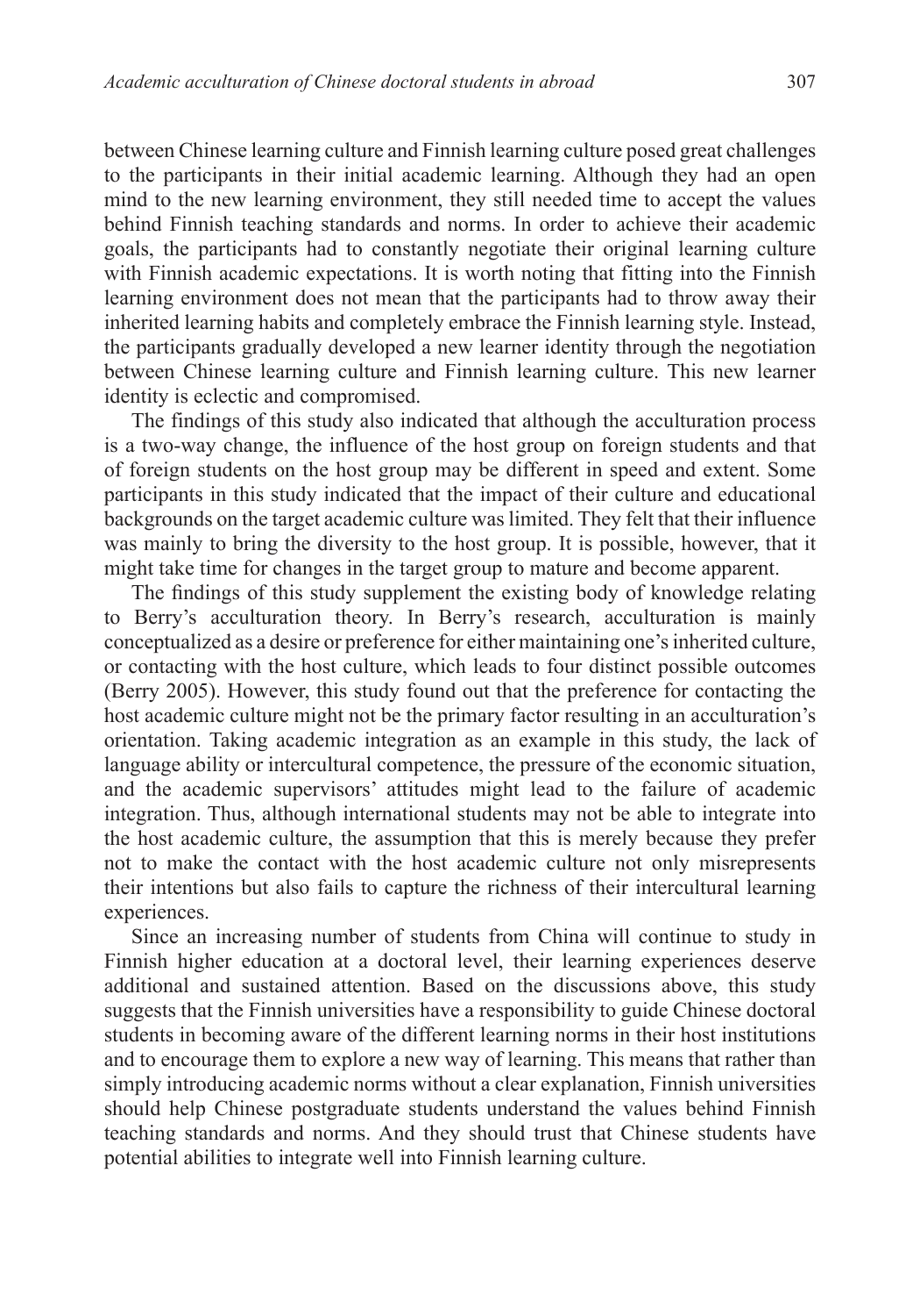between Chinese learning culture and Finnish learning culture posed great challenges to the participants in their initial academic learning. Although they had an open mind to the new learning environment, they still needed time to accept the values behind Finnish teaching standards and norms. In order to achieve their academic goals, the participants had to constantly negotiate their original learning culture with Finnish academic expectations. It is worth noting that fitting into the Finnish learning environment does not mean that the participants had to throw away their inherited learning habits and completely embrace the Finnish learning style. Instead, the participants gradually developed a new learner identity through the negotiation between Chinese learning culture and Finnish learning culture. This new learner identity is eclectic and compromised.

The findings of this study also indicated that although the acculturation process is a two-way change, the influence of the host group on foreign students and that of foreign students on the host group may be different in speed and extent. Some participants in this study indicated that the impact of their culture and educational backgrounds on the target academic culture was limited. They felt that their influence was mainly to bring the diversity to the host group. It is possible, however, that it might take time for changes in the target group to mature and become apparent.

The findings of this study supplement the existing body of knowledge relating to Berry's acculturation theory. In Berry's research, acculturation is mainly conceptualized as a desire or preference for either maintaining one's inherited culture, or contacting with the host culture, which leads to four distinct possible outcomes (Berry 2005). However, this study found out that the preference for contacting the host academic culture might not be the primary factor resulting in an acculturation's orientation. Taking academic integration as an example in this study, the lack of language ability or intercultural competence, the pressure of the economic situation, and the academic supervisors' attitudes might lead to the failure of academic integration. Thus, although international students may not be able to integrate into the host academic culture, the assumption that this is merely because they prefer not to make the contact with the host academic culture not only misrepresents their intentions but also fails to capture the richness of their intercultural learning experiences.

Since an increasing number of students from China will continue to study in Finnish higher education at a doctoral level, their learning experiences deserve additional and sustained attention. Based on the discussions above, this study suggests that the Finnish universities have a responsibility to guide Chinese doctoral students in becoming aware of the different learning norms in their host institutions and to encourage them to explore a new way of learning. This means that rather than simply introducing academic norms without a clear explanation, Finnish universities should help Chinese postgraduate students understand the values behind Finnish teaching standards and norms. And they should trust that Chinese students have potential abilities to integrate well into Finnish learning culture.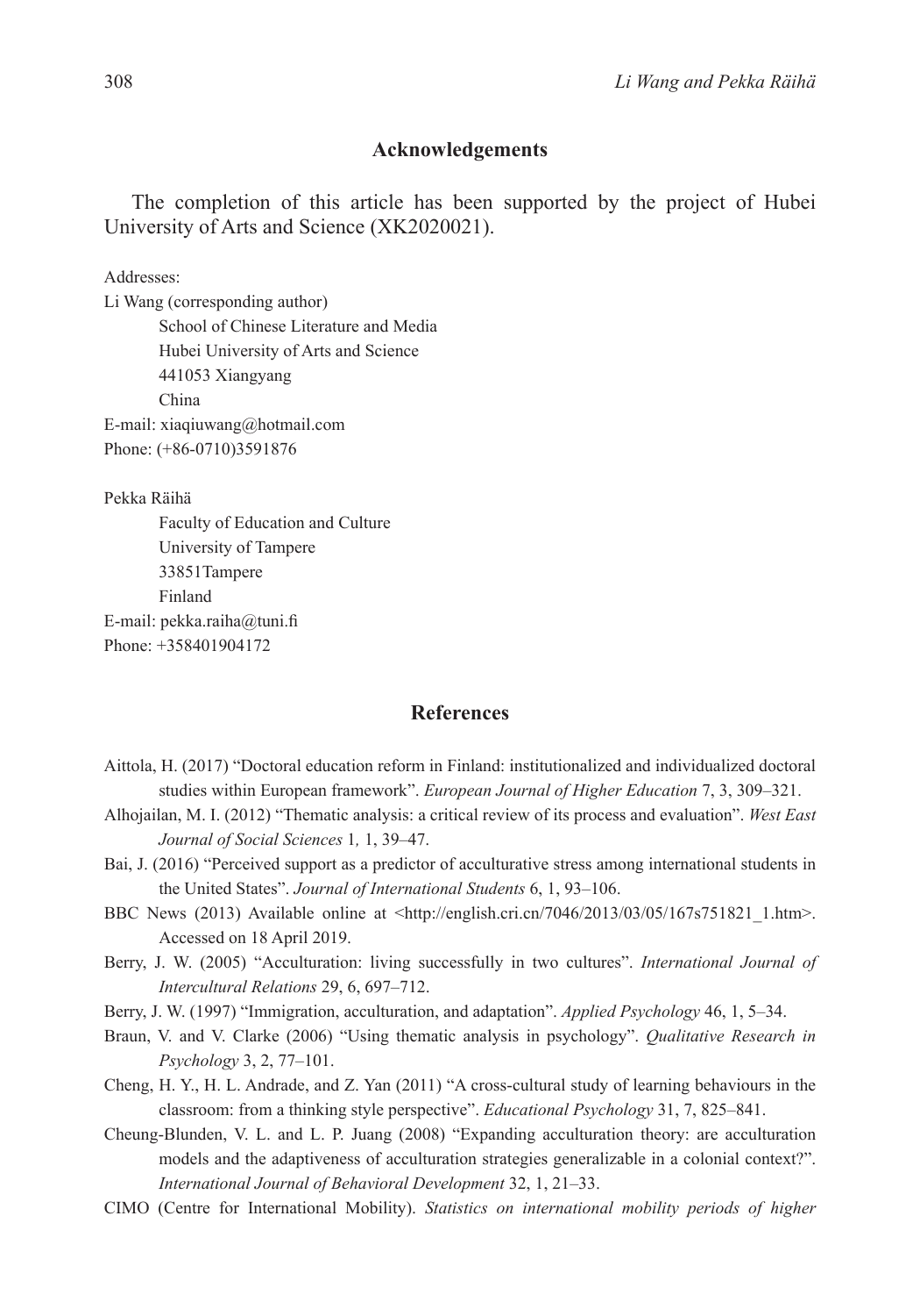## Acknowledgements

The completion of this article has been supported by the project of Hubei University of Arts and Science (XK2020021).

Addresses:

Li Wang (corresponding author)
School of Chinese Literature and Media
Hubei University of Arts and Science
441053 Xiangyang
China

E-mail: xiaqiuwang@hotmail.com
Phone: (+86-0710)3591876

Pekka Räihä
Faculty of Education and Culture
University of Tampere
33851Tampere
Finland

E-mail: pekka.raiha@tuni.fi
Phone: +358401904172

## References

Aittola, H. (2017) "Doctoral education reform in Finland: institutionalized and individualized doctoral studies within European framework". *European Journal of Higher Education* 7, 3, 309–321.

Alhojailan, M. I. (2012) "Thematic analysis: a critical review of its process and evaluation". *West East Journal of Social Sciences* 1*,* 1, 39–47.

Bai, J. (2016) "Perceived support as a predictor of acculturative stress among international students in the United States". *Journal of International Students* 6, 1, 93–106.

BBC News (2013) Available online at <http://english.cri.cn/7046/2013/03/05/167s751821_1.htm>. Accessed on 18 April 2019.

Berry, J. W. (2005) "Acculturation: living successfully in two cultures". *International Journal of Intercultural Relations* 29, 6, 697–712.

Berry, J. W. (1997) "Immigration, acculturation, and adaptation". *Applied Psychology* 46, 1, 5–34.

Braun, V. and V. Clarke (2006) "Using thematic analysis in psychology". *Qualitative Research in Psychology* 3, 2, 77–101.

Cheng, H. Y., H. L. Andrade, and Z. Yan (2011) "A cross-cultural study of learning behaviours in the classroom: from a thinking style perspective". *Educational Psychology* 31, 7, 825–841.

Cheung-Blunden, V. L. and L. P. Juang (2008) "Expanding acculturation theory: are acculturation models and the adaptiveness of acculturation strategies generalizable in a colonial context?". *International Journal of Behavioral Development* 32, 1, 21–33.

CIMO (Centre for International Mobility). *Statistics on international mobility periods of higher*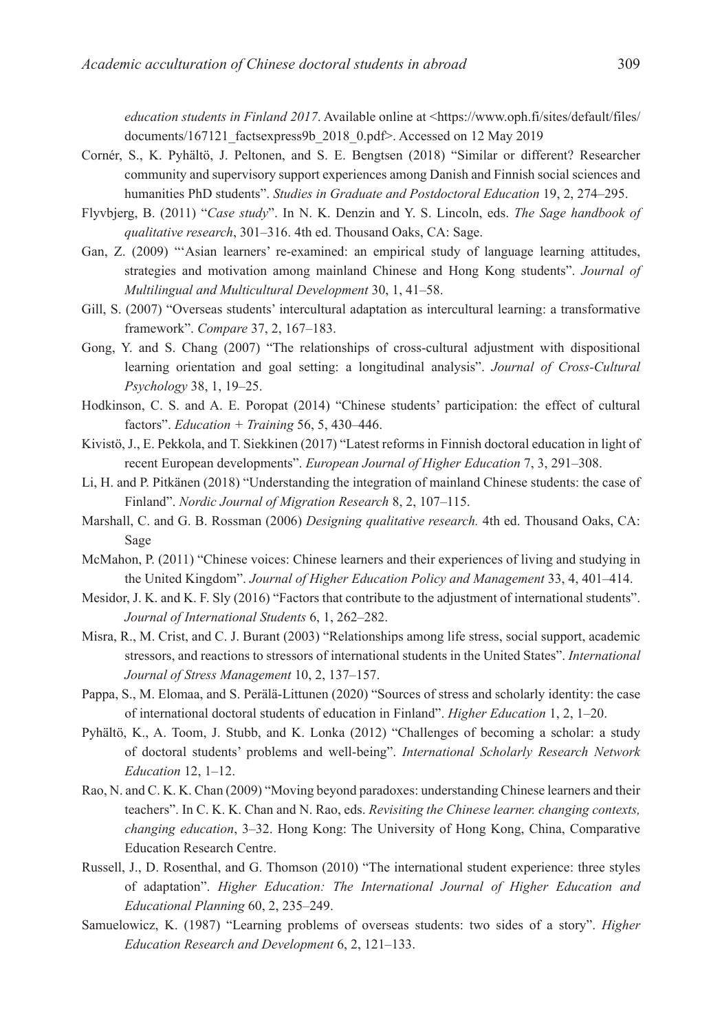*education students in Finland 2017*. Available online at <https://www.oph.fi/sites/default/files/documents/167121_factsexpress9b_2018_0.pdf>. Accessed on 12 May 2019

Cornér, S., K. Pyhältö, J. Peltonen, and S. E. Bengtsen (2018) "Similar or different? Researcher community and supervisory support experiences among Danish and Finnish social sciences and humanities PhD students". *Studies in Graduate and Postdoctoral Education* 19, 2, 274–295.

Flyvbjerg, B. (2011) "*Case study*". In N. K. Denzin and Y. S. Lincoln, eds. *The Sage handbook of qualitative research*, 301–316. 4th ed. Thousand Oaks, CA: Sage.

Gan, Z. (2009) "'Asian learners' re-examined: an empirical study of language learning attitudes, strategies and motivation among mainland Chinese and Hong Kong students". *Journal of Multilingual and Multicultural Development* 30, 1, 41–58.

Gill, S. (2007) "Overseas students' intercultural adaptation as intercultural learning: a transformative framework". *Compare* 37, 2, 167–183.

Gong, Y. and S. Chang (2007) "The relationships of cross-cultural adjustment with dispositional learning orientation and goal setting: a longitudinal analysis". *Journal of Cross-Cultural Psychology* 38, 1, 19–25.

Hodkinson, C. S. and A. E. Poropat (2014) "Chinese students' participation: the effect of cultural factors". *Education + Training* 56, 5, 430–446.

Kivistö, J., E. Pekkola, and T. Siekkinen (2017) "Latest reforms in Finnish doctoral education in light of recent European developments". *European Journal of Higher Education* 7, 3, 291–308.

Li, H. and P. Pitkänen (2018) "Understanding the integration of mainland Chinese students: the case of Finland". *Nordic Journal of Migration Research* 8, 2, 107–115.

Marshall, C. and G. B. Rossman (2006) *Designing qualitative research.* 4th ed. Thousand Oaks, CA: Sage

McMahon, P. (2011) "Chinese voices: Chinese learners and their experiences of living and studying in the United Kingdom". *Journal of Higher Education Policy and Management* 33, 4, 401–414.

Mesidor, J. K. and K. F. Sly (2016) "Factors that contribute to the adjustment of international students". *Journal of International Students* 6, 1, 262–282.

Misra, R., M. Crist, and C. J. Burant (2003) "Relationships among life stress, social support, academic stressors, and reactions to stressors of international students in the United States". *International Journal of Stress Management* 10, 2, 137–157.

Pappa, S., M. Elomaa, and S. Perälä-Littunen (2020) "Sources of stress and scholarly identity: the case of international doctoral students of education in Finland". *Higher Education* 1, 2, 1–20.

Pyhältö, K., A. Toom, J. Stubb, and K. Lonka (2012) "Challenges of becoming a scholar: a study of doctoral students' problems and well-being". *International Scholarly Research Network Education* 12, 1–12.

Rao, N. and C. K. K. Chan (2009) "Moving beyond paradoxes: understanding Chinese learners and their teachers". In C. K. K. Chan and N. Rao, eds. *Revisiting the Chinese learner. changing contexts, changing education*, 3–32. Hong Kong: The University of Hong Kong, China, Comparative Education Research Centre.

Russell, J., D. Rosenthal, and G. Thomson (2010) "The international student experience: three styles of adaptation". *Higher Education: The International Journal of Higher Education and Educational Planning* 60, 2, 235–249.

Samuelowicz, K. (1987) "Learning problems of overseas students: two sides of a story". *Higher Education Research and Development* 6, 2, 121–133.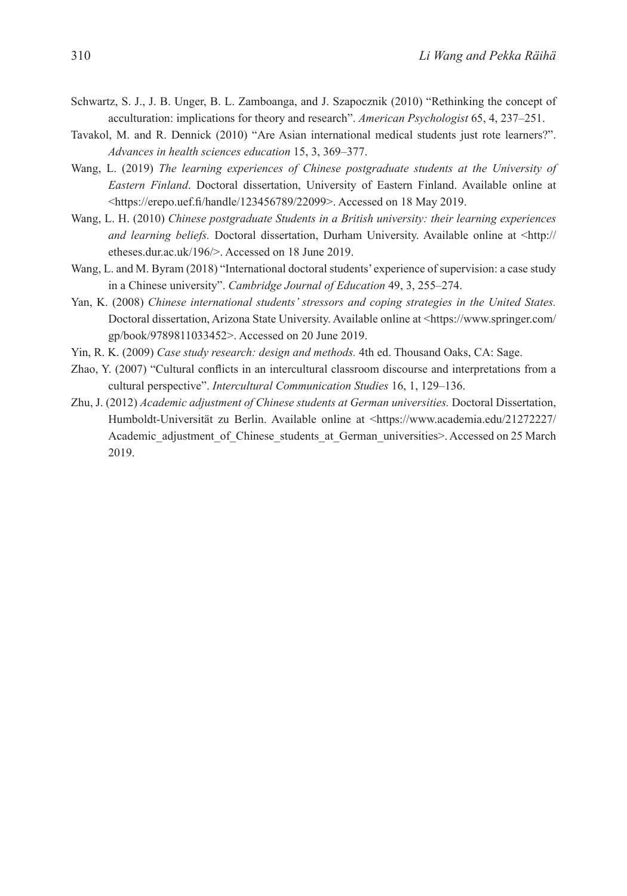Schwartz, S. J., J. B. Unger, B. L. Zamboanga, and J. Szapocznik (2010) "Rethinking the concept of acculturation: implications for theory and research". *American Psychologist* 65, 4, 237–251.

Tavakol, M. and R. Dennick (2010) "Are Asian international medical students just rote learners?". *Advances in health sciences education* 15, 3, 369–377.

Wang, L. (2019) *The learning experiences of Chinese postgraduate students at the University of Eastern Finland*. Doctoral dissertation, University of Eastern Finland. Available online at <https://erepo.uef.fi/handle/123456789/22099>. Accessed on 18 May 2019.

Wang, L. H. (2010) *Chinese postgraduate Students in a British university: their learning experiences and learning beliefs.* Doctoral dissertation, Durham University. Available online at <http://etheses.dur.ac.uk/196/>. Accessed on 18 June 2019.

Wang, L. and M. Byram (2018) "International doctoral students' experience of supervision: a case study in a Chinese university". *Cambridge Journal of Education* 49, 3, 255–274.

Yan, K. (2008) *Chinese international students' stressors and coping strategies in the United States.* Doctoral dissertation, Arizona State University. Available online at <https://www.springer.com/gp/book/9789811033452>. Accessed on 20 June 2019.

Yin, R. K. (2009) *Case study research: design and methods.* 4th ed. Thousand Oaks, CA: Sage.

Zhao, Y. (2007) "Cultural conflicts in an intercultural classroom discourse and interpretations from a cultural perspective". *Intercultural Communication Studies* 16, 1, 129–136.

Zhu, J. (2012) *Academic adjustment of Chinese students at German universities.* Doctoral Dissertation, Humboldt-Universität zu Berlin. Available online at <https://www.academia.edu/21272227/Academic_adjustment_of_Chinese_students_at_German_universities>. Accessed on 25 March 2019.